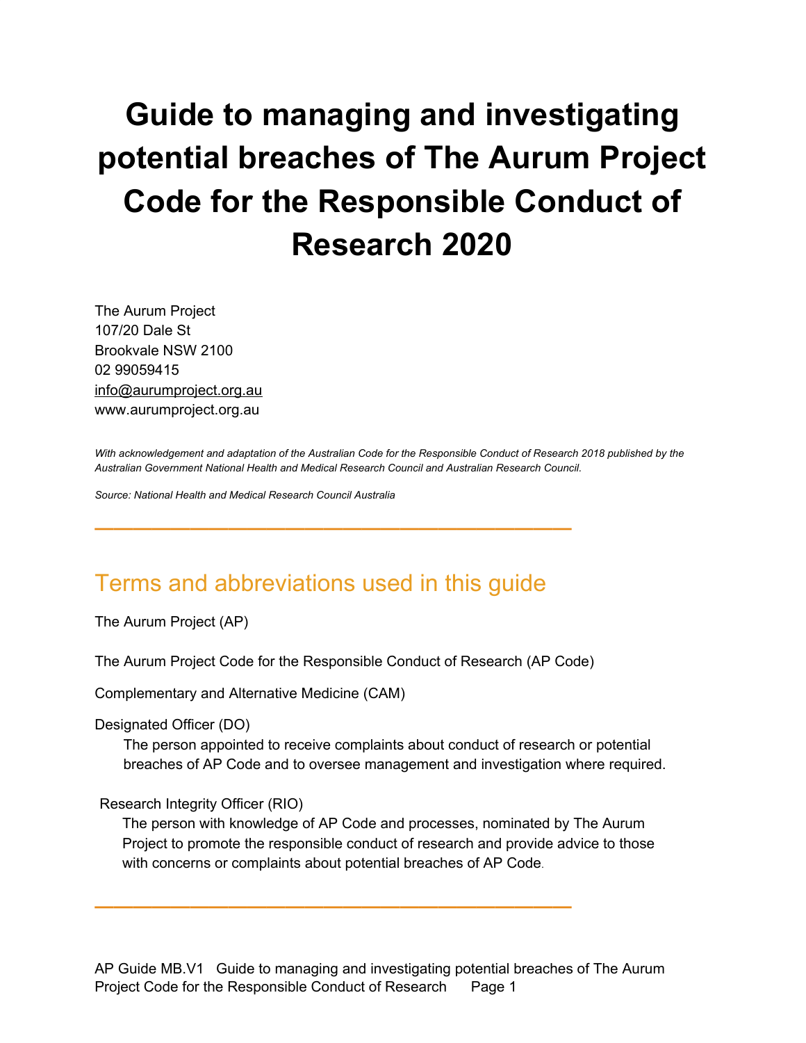# Guide to managing and investigating potential breaches of The Aurum Project Code for the Responsible Conduct of Research 2020

The Aurum Project
107/20 Dale St
Brookvale NSW 2100
02 99059415
info@aurumproject.org.au
www.aurumproject.org.au

*With acknowledgement and adaptation of the Australian Code for the Responsible Conduct of Research 2018 published by the Australian Government National Health and Medical Research Council and Australian Research Council.*

*Source: National Health and Medical Research Council Australia*

---

## Terms and abbreviations used in this guide

The Aurum Project (AP)

The Aurum Project Code for the Responsible Conduct of Research (AP Code)

Complementary and Alternative Medicine (CAM)

Designated Officer (DO)

The person appointed to receive complaints about conduct of research or potential breaches of AP Code and to oversee management and investigation where required.

Research Integrity Officer (RIO)

The person with knowledge of AP Code and processes, nominated by The Aurum Project to promote the responsible conduct of research and provide advice to those with concerns or complaints about potential breaches of AP Code.

---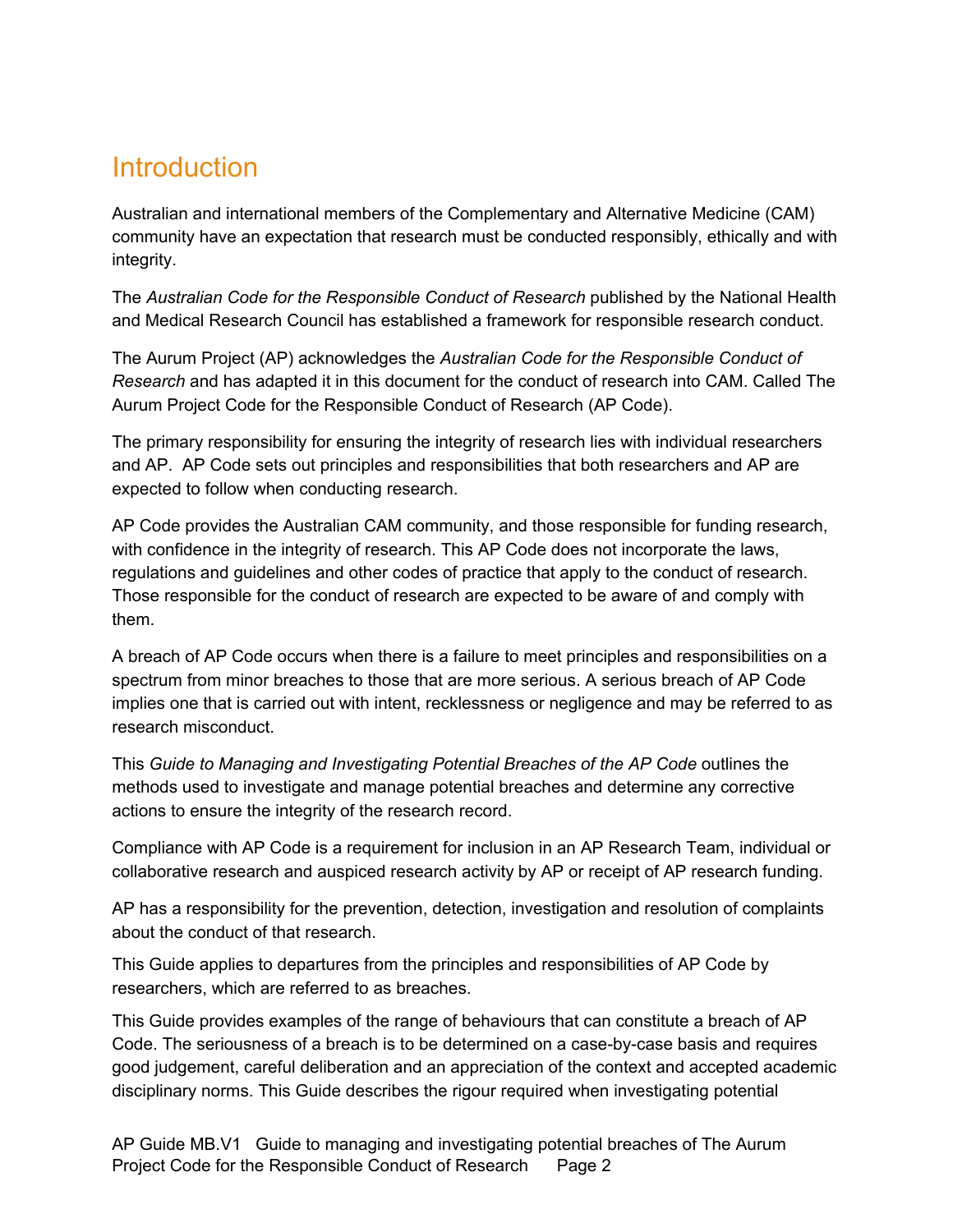# Introduction

Australian and international members of the Complementary and Alternative Medicine (CAM) community have an expectation that research must be conducted responsibly, ethically and with integrity.

The *Australian Code for the Responsible Conduct of Research* published by the National Health and Medical Research Council has established a framework for responsible research conduct.

The Aurum Project (AP) acknowledges the *Australian Code for the Responsible Conduct of Research* and has adapted it in this document for the conduct of research into CAM. Called The Aurum Project Code for the Responsible Conduct of Research (AP Code).

The primary responsibility for ensuring the integrity of research lies with individual researchers and AP. AP Code sets out principles and responsibilities that both researchers and AP are expected to follow when conducting research.

AP Code provides the Australian CAM community, and those responsible for funding research, with confidence in the integrity of research. This AP Code does not incorporate the laws, regulations and guidelines and other codes of practice that apply to the conduct of research. Those responsible for the conduct of research are expected to be aware of and comply with them.

A breach of AP Code occurs when there is a failure to meet principles and responsibilities on a spectrum from minor breaches to those that are more serious. A serious breach of AP Code implies one that is carried out with intent, recklessness or negligence and may be referred to as research misconduct.

This *Guide to Managing and Investigating Potential Breaches of the AP Code* outlines the methods used to investigate and manage potential breaches and determine any corrective actions to ensure the integrity of the research record.

Compliance with AP Code is a requirement for inclusion in an AP Research Team, individual or collaborative research and auspiced research activity by AP or receipt of AP research funding.

AP has a responsibility for the prevention, detection, investigation and resolution of complaints about the conduct of that research.

This Guide applies to departures from the principles and responsibilities of AP Code by researchers, which are referred to as breaches.

This Guide provides examples of the range of behaviours that can constitute a breach of AP Code. The seriousness of a breach is to be determined on a case-by-case basis and requires good judgement, careful deliberation and an appreciation of the context and accepted academic disciplinary norms. This Guide describes the rigour required when investigating potential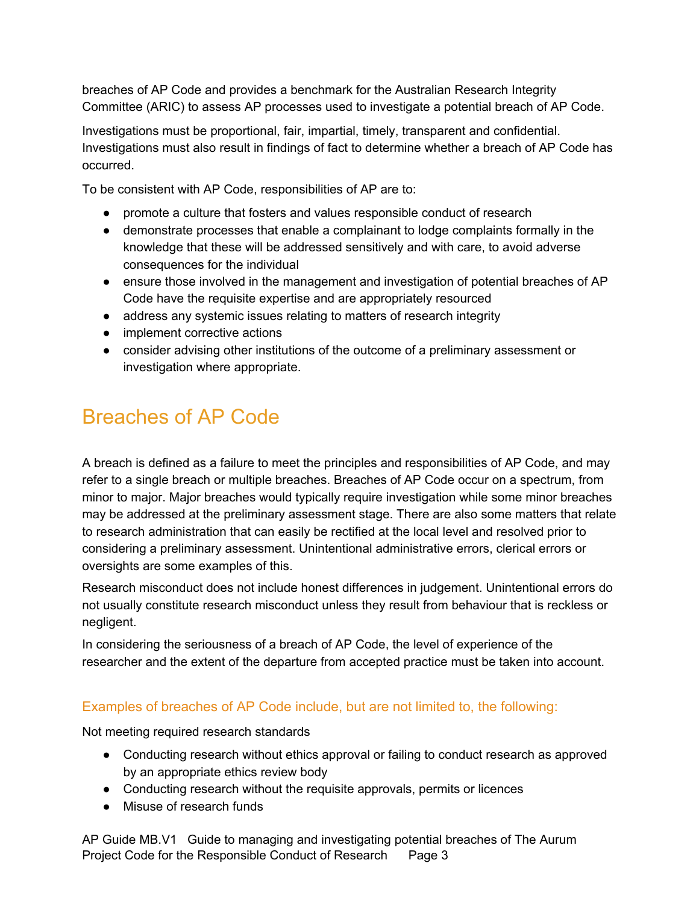breaches of AP Code and provides a benchmark for the Australian Research Integrity Committee (ARIC) to assess AP processes used to investigate a potential breach of AP Code.

Investigations must be proportional, fair, impartial, timely, transparent and confidential. Investigations must also result in findings of fact to determine whether a breach of AP Code has occurred.

To be consistent with AP Code, responsibilities of AP are to:

- promote a culture that fosters and values responsible conduct of research
- demonstrate processes that enable a complainant to lodge complaints formally in the knowledge that these will be addressed sensitively and with care, to avoid adverse consequences for the individual
- ensure those involved in the management and investigation of potential breaches of AP Code have the requisite expertise and are appropriately resourced
- address any systemic issues relating to matters of research integrity
- implement corrective actions
- consider advising other institutions of the outcome of a preliminary assessment or investigation where appropriate.

# Breaches of AP Code

A breach is defined as a failure to meet the principles and responsibilities of AP Code, and may refer to a single breach or multiple breaches. Breaches of AP Code occur on a spectrum, from minor to major. Major breaches would typically require investigation while some minor breaches may be addressed at the preliminary assessment stage. There are also some matters that relate to research administration that can easily be rectified at the local level and resolved prior to considering a preliminary assessment. Unintentional administrative errors, clerical errors or oversights are some examples of this.

Research misconduct does not include honest differences in judgement. Unintentional errors do not usually constitute research misconduct unless they result from behaviour that is reckless or negligent.

In considering the seriousness of a breach of AP Code, the level of experience of the researcher and the extent of the departure from accepted practice must be taken into account.

## Examples of breaches of AP Code include, but are not limited to, the following:

Not meeting required research standards

- Conducting research without ethics approval or failing to conduct research as approved by an appropriate ethics review body
- Conducting research without the requisite approvals, permits or licences
- Misuse of research funds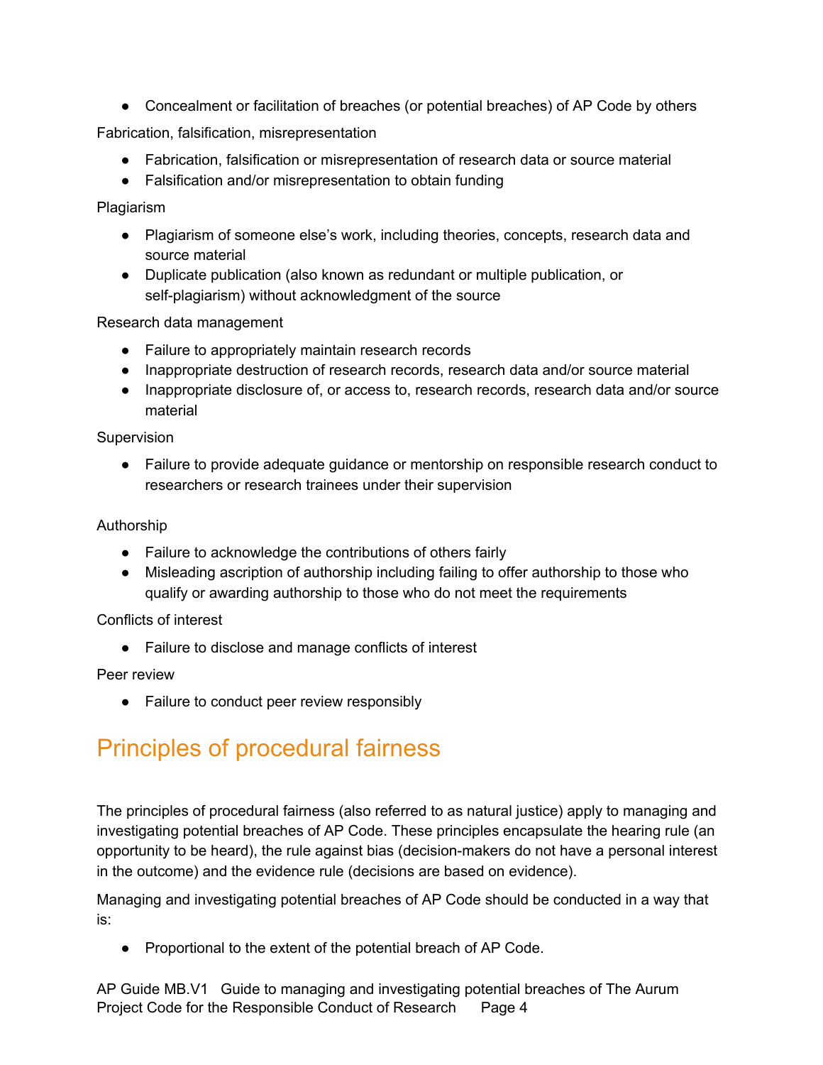- Concealment or facilitation of breaches (or potential breaches) of AP Code by others

Fabrication, falsification, misrepresentation

- Fabrication, falsification or misrepresentation of research data or source material
- Falsification and/or misrepresentation to obtain funding

Plagiarism

- Plagiarism of someone else's work, including theories, concepts, research data and source material
- Duplicate publication (also known as redundant or multiple publication, or self-plagiarism) without acknowledgment of the source

Research data management

- Failure to appropriately maintain research records
- Inappropriate destruction of research records, research data and/or source material
- Inappropriate disclosure of, or access to, research records, research data and/or source material

Supervision

- Failure to provide adequate guidance or mentorship on responsible research conduct to researchers or research trainees under their supervision

Authorship

- Failure to acknowledge the contributions of others fairly
- Misleading ascription of authorship including failing to offer authorship to those who qualify or awarding authorship to those who do not meet the requirements

Conflicts of interest

- Failure to disclose and manage conflicts of interest

Peer review

- Failure to conduct peer review responsibly

## Principles of procedural fairness

The principles of procedural fairness (also referred to as natural justice) apply to managing and investigating potential breaches of AP Code. These principles encapsulate the hearing rule (an opportunity to be heard), the rule against bias (decision-makers do not have a personal interest in the outcome) and the evidence rule (decisions are based on evidence).

Managing and investigating potential breaches of AP Code should be conducted in a way that is:

- Proportional to the extent of the potential breach of AP Code.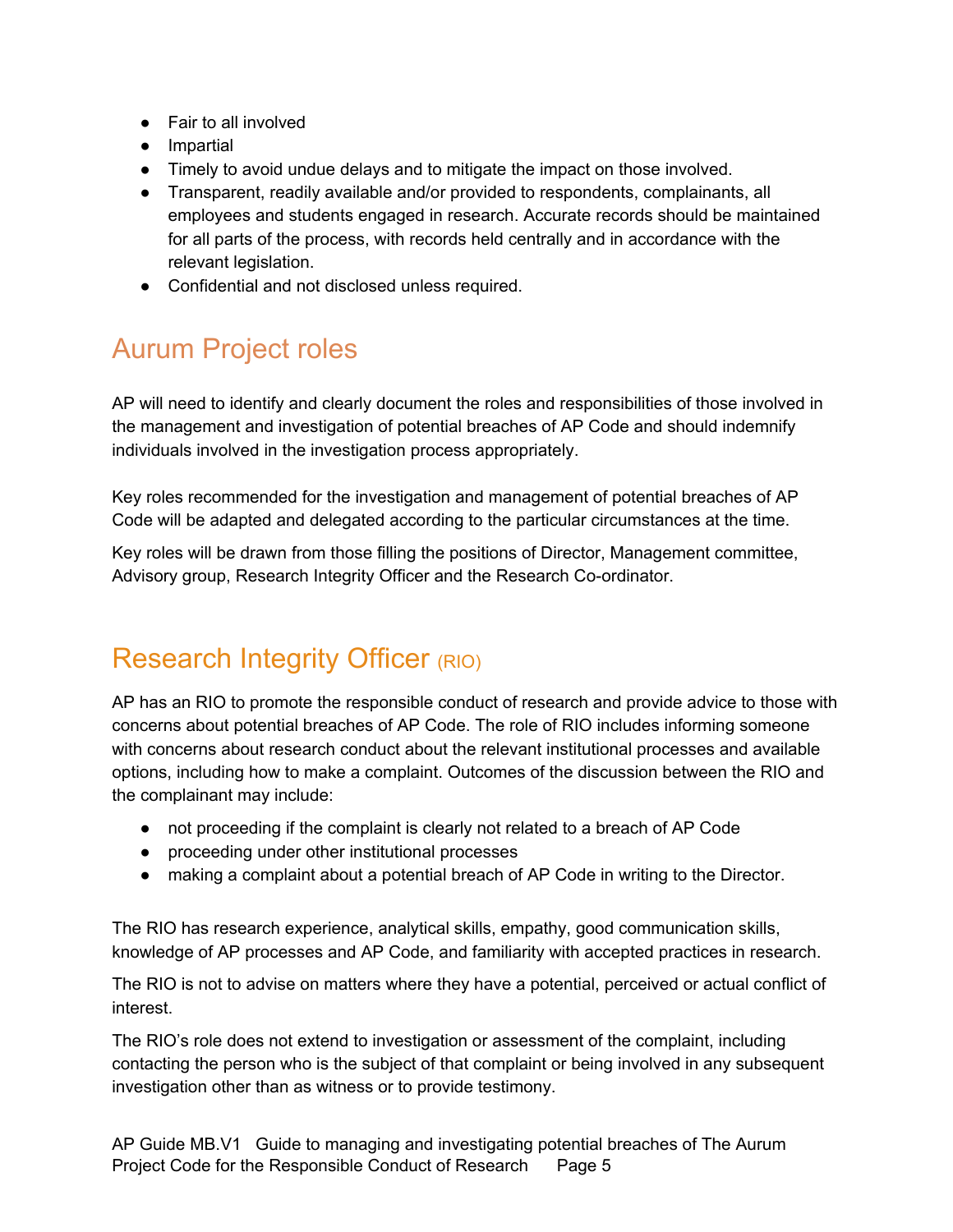- Fair to all involved
- Impartial
- Timely to avoid undue delays and to mitigate the impact on those involved.
- Transparent, readily available and/or provided to respondents, complainants, all employees and students engaged in research. Accurate records should be maintained for all parts of the process, with records held centrally and in accordance with the relevant legislation.
- Confidential and not disclosed unless required.

## Aurum Project roles

AP will need to identify and clearly document the roles and responsibilities of those involved in the management and investigation of potential breaches of AP Code and should indemnify individuals involved in the investigation process appropriately.

Key roles recommended for the investigation and management of potential breaches of AP Code will be adapted and delegated according to the particular circumstances at the time.

Key roles will be drawn from those filling the positions of Director, Management committee, Advisory group, Research Integrity Officer and the Research Co-ordinator.

## Research Integrity Officer (RIO)

AP has an RIO to promote the responsible conduct of research and provide advice to those with concerns about potential breaches of AP Code. The role of RIO includes informing someone with concerns about research conduct about the relevant institutional processes and available options, including how to make a complaint. Outcomes of the discussion between the RIO and the complainant may include:

- not proceeding if the complaint is clearly not related to a breach of AP Code
- proceeding under other institutional processes
- making a complaint about a potential breach of AP Code in writing to the Director.

The RIO has research experience, analytical skills, empathy, good communication skills, knowledge of AP processes and AP Code, and familiarity with accepted practices in research.

The RIO is not to advise on matters where they have a potential, perceived or actual conflict of interest.

The RIO's role does not extend to investigation or assessment of the complaint, including contacting the person who is the subject of that complaint or being involved in any subsequent investigation other than as witness or to provide testimony.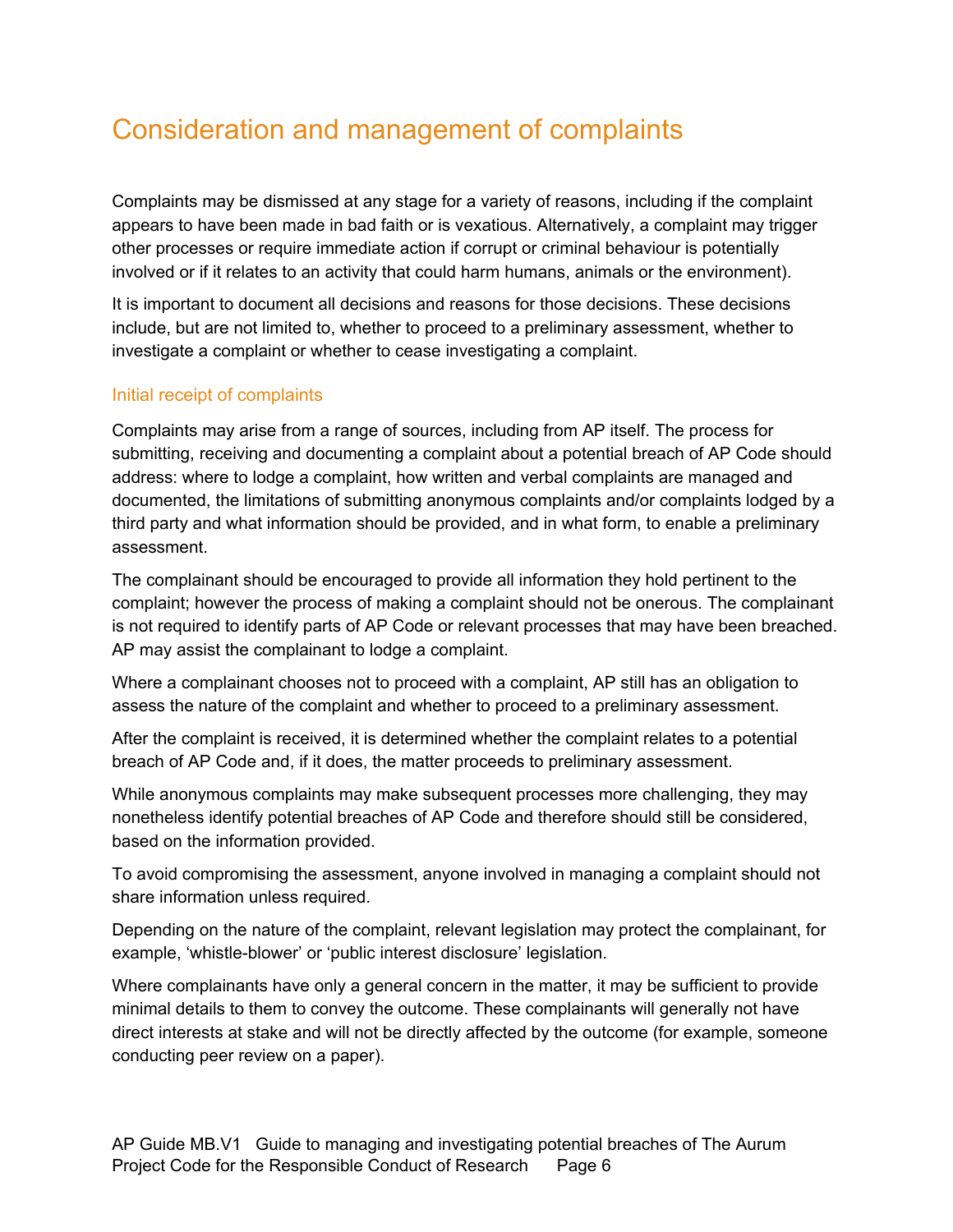# Consideration and management of complaints

Complaints may be dismissed at any stage for a variety of reasons, including if the complaint appears to have been made in bad faith or is vexatious. Alternatively, a complaint may trigger other processes or require immediate action if corrupt or criminal behaviour is potentially involved or if it relates to an activity that could harm humans, animals or the environment).

It is important to document all decisions and reasons for those decisions. These decisions include, but are not limited to, whether to proceed to a preliminary assessment, whether to investigate a complaint or whether to cease investigating a complaint.

## Initial receipt of complaints

Complaints may arise from a range of sources, including from AP itself. The process for submitting, receiving and documenting a complaint about a potential breach of AP Code should address: where to lodge a complaint, how written and verbal complaints are managed and documented, the limitations of submitting anonymous complaints and/or complaints lodged by a third party and what information should be provided, and in what form, to enable a preliminary assessment.

The complainant should be encouraged to provide all information they hold pertinent to the complaint; however the process of making a complaint should not be onerous. The complainant is not required to identify parts of AP Code or relevant processes that may have been breached. AP may assist the complainant to lodge a complaint.

Where a complainant chooses not to proceed with a complaint, AP still has an obligation to assess the nature of the complaint and whether to proceed to a preliminary assessment.

After the complaint is received, it is determined whether the complaint relates to a potential breach of AP Code and, if it does, the matter proceeds to preliminary assessment.

While anonymous complaints may make subsequent processes more challenging, they may nonetheless identify potential breaches of AP Code and therefore should still be considered, based on the information provided.

To avoid compromising the assessment, anyone involved in managing a complaint should not share information unless required.

Depending on the nature of the complaint, relevant legislation may protect the complainant, for example, 'whistle-blower' or 'public interest disclosure' legislation.

Where complainants have only a general concern in the matter, it may be sufficient to provide minimal details to them to convey the outcome. These complainants will generally not have direct interests at stake and will not be directly affected by the outcome (for example, someone conducting peer review on a paper).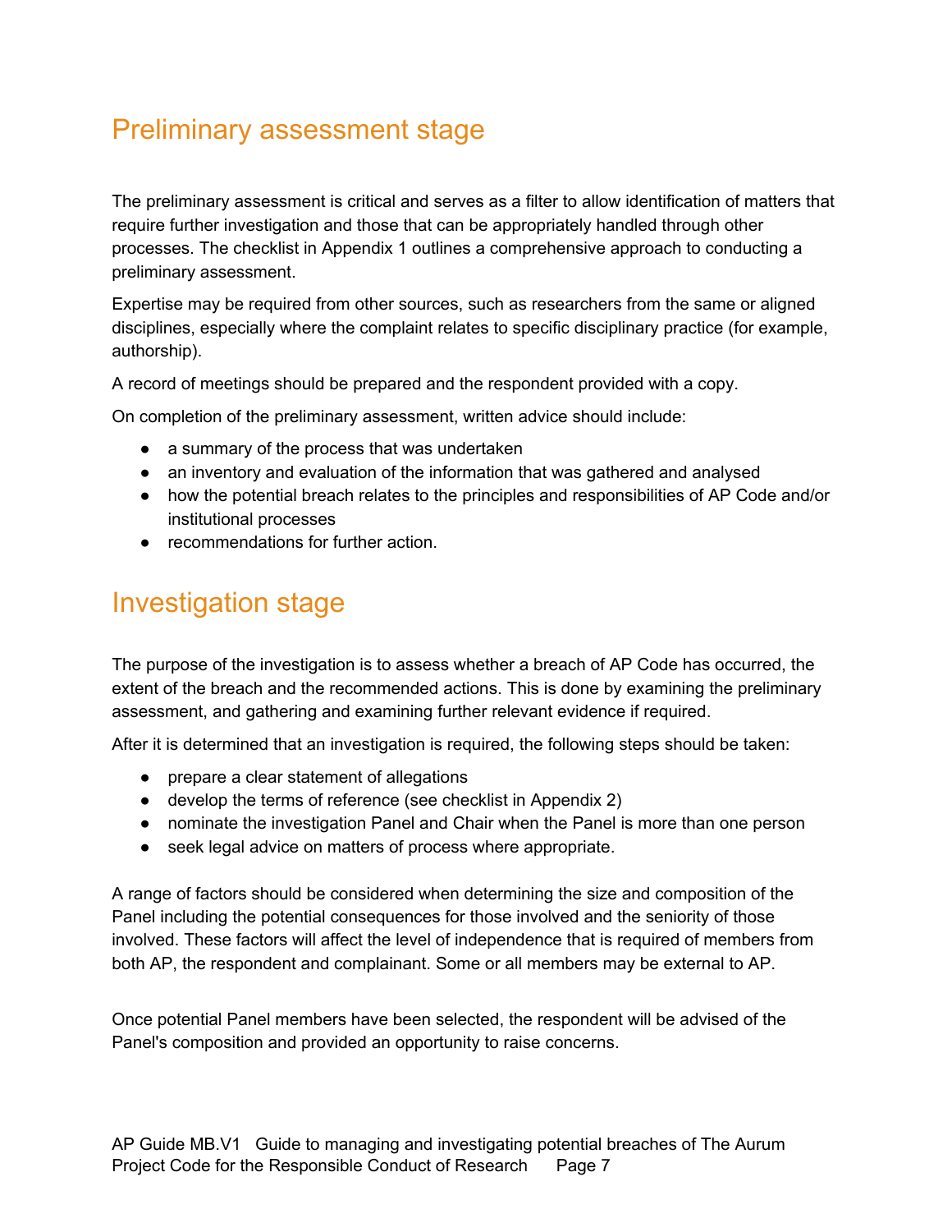## Preliminary assessment stage

The preliminary assessment is critical and serves as a filter to allow identification of matters that require further investigation and those that can be appropriately handled through other processes. The checklist in Appendix 1 outlines a comprehensive approach to conducting a preliminary assessment.

Expertise may be required from other sources, such as researchers from the same or aligned disciplines, especially where the complaint relates to specific disciplinary practice (for example, authorship).

A record of meetings should be prepared and the respondent provided with a copy.

On completion of the preliminary assessment, written advice should include:

- a summary of the process that was undertaken
- an inventory and evaluation of the information that was gathered and analysed
- how the potential breach relates to the principles and responsibilities of AP Code and/or institutional processes
- recommendations for further action.

## Investigation stage

The purpose of the investigation is to assess whether a breach of AP Code has occurred, the extent of the breach and the recommended actions. This is done by examining the preliminary assessment, and gathering and examining further relevant evidence if required.

After it is determined that an investigation is required, the following steps should be taken:

- prepare a clear statement of allegations
- develop the terms of reference (see checklist in Appendix 2)
- nominate the investigation Panel and Chair when the Panel is more than one person
- seek legal advice on matters of process where appropriate.

A range of factors should be considered when determining the size and composition of the Panel including the potential consequences for those involved and the seniority of those involved. These factors will affect the level of independence that is required of members from both AP, the respondent and complainant. Some or all members may be external to AP.

Once potential Panel members have been selected, the respondent will be advised of the Panel's composition and provided an opportunity to raise concerns.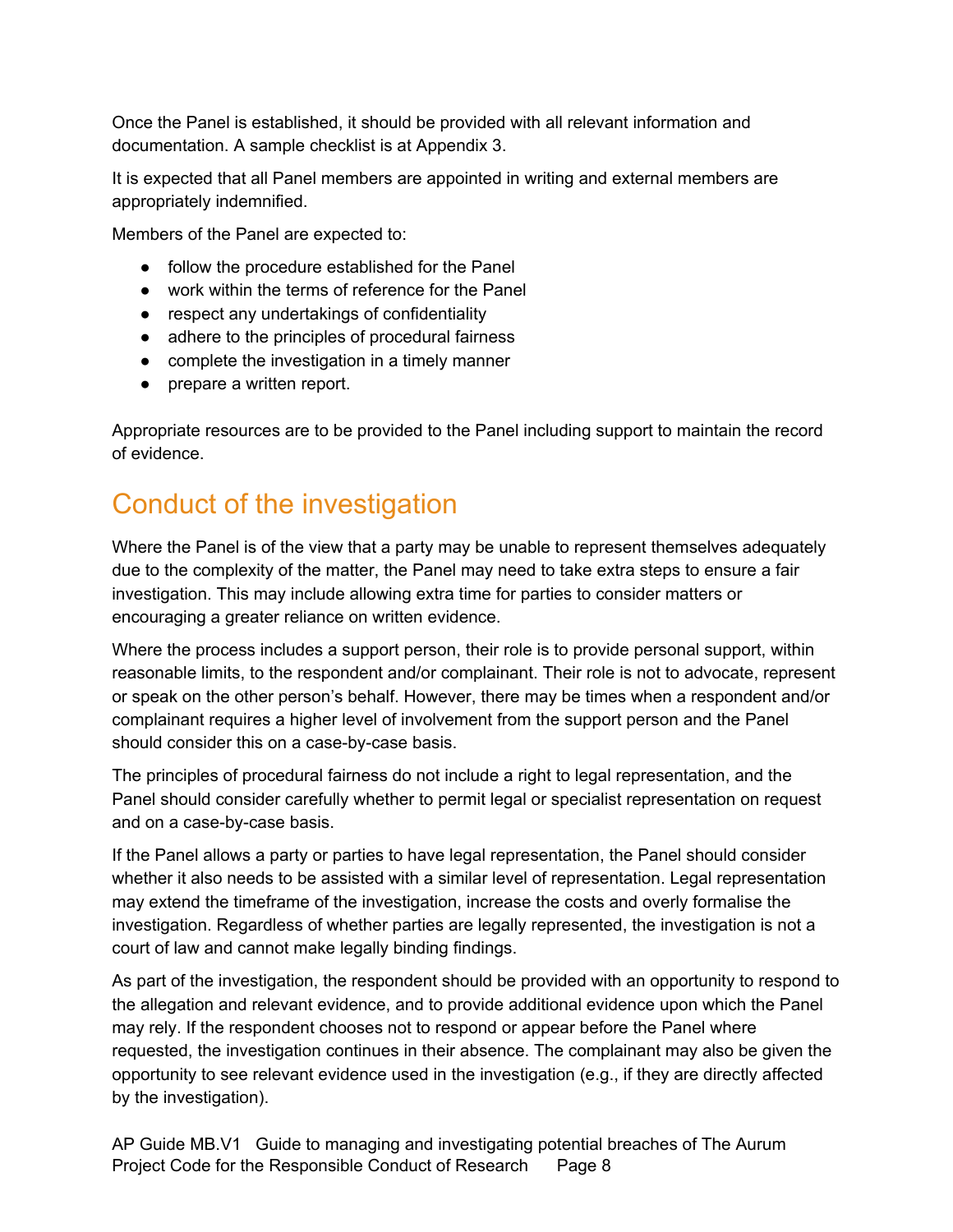Once the Panel is established, it should be provided with all relevant information and documentation. A sample checklist is at Appendix 3.

It is expected that all Panel members are appointed in writing and external members are appropriately indemnified.

Members of the Panel are expected to:

- follow the procedure established for the Panel
- work within the terms of reference for the Panel
- respect any undertakings of confidentiality
- adhere to the principles of procedural fairness
- complete the investigation in a timely manner
- prepare a written report.

Appropriate resources are to be provided to the Panel including support to maintain the record of evidence.

## Conduct of the investigation

Where the Panel is of the view that a party may be unable to represent themselves adequately due to the complexity of the matter, the Panel may need to take extra steps to ensure a fair investigation. This may include allowing extra time for parties to consider matters or encouraging a greater reliance on written evidence.

Where the process includes a support person, their role is to provide personal support, within reasonable limits, to the respondent and/or complainant. Their role is not to advocate, represent or speak on the other person's behalf. However, there may be times when a respondent and/or complainant requires a higher level of involvement from the support person and the Panel should consider this on a case-by-case basis.

The principles of procedural fairness do not include a right to legal representation, and the Panel should consider carefully whether to permit legal or specialist representation on request and on a case-by-case basis.

If the Panel allows a party or parties to have legal representation, the Panel should consider whether it also needs to be assisted with a similar level of representation. Legal representation may extend the timeframe of the investigation, increase the costs and overly formalise the investigation. Regardless of whether parties are legally represented, the investigation is not a court of law and cannot make legally binding findings.

As part of the investigation, the respondent should be provided with an opportunity to respond to the allegation and relevant evidence, and to provide additional evidence upon which the Panel may rely. If the respondent chooses not to respond or appear before the Panel where requested, the investigation continues in their absence. The complainant may also be given the opportunity to see relevant evidence used in the investigation (e.g., if they are directly affected by the investigation).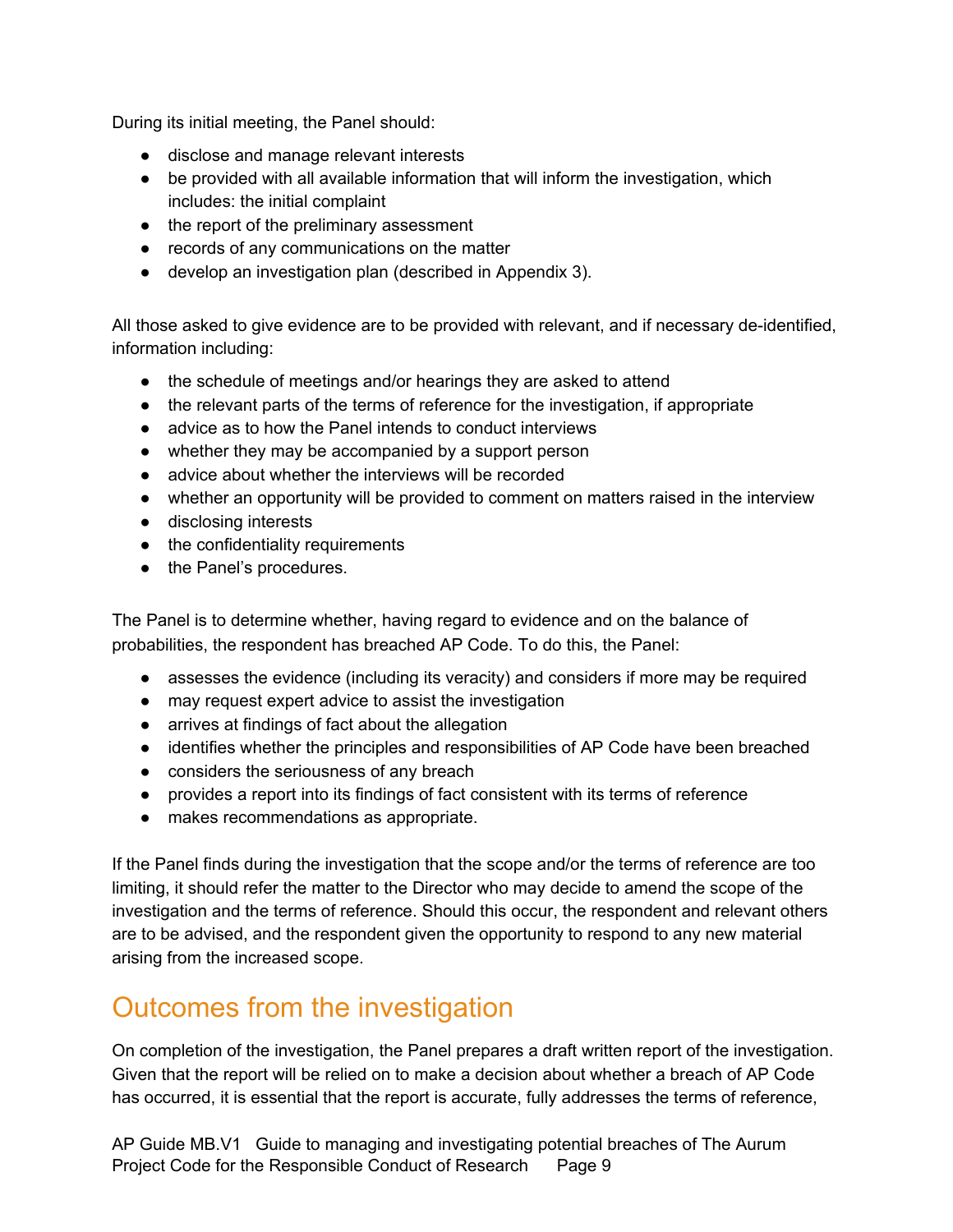During its initial meeting, the Panel should:

- disclose and manage relevant interests
- be provided with all available information that will inform the investigation, which includes: the initial complaint
- the report of the preliminary assessment
- records of any communications on the matter
- develop an investigation plan (described in Appendix 3).

All those asked to give evidence are to be provided with relevant, and if necessary de-identified, information including:

- the schedule of meetings and/or hearings they are asked to attend
- the relevant parts of the terms of reference for the investigation, if appropriate
- advice as to how the Panel intends to conduct interviews
- whether they may be accompanied by a support person
- advice about whether the interviews will be recorded
- whether an opportunity will be provided to comment on matters raised in the interview
- disclosing interests
- the confidentiality requirements
- the Panel's procedures.

The Panel is to determine whether, having regard to evidence and on the balance of probabilities, the respondent has breached AP Code. To do this, the Panel:

- assesses the evidence (including its veracity) and considers if more may be required
- may request expert advice to assist the investigation
- arrives at findings of fact about the allegation
- identifies whether the principles and responsibilities of AP Code have been breached
- considers the seriousness of any breach
- provides a report into its findings of fact consistent with its terms of reference
- makes recommendations as appropriate.

If the Panel finds during the investigation that the scope and/or the terms of reference are too limiting, it should refer the matter to the Director who may decide to amend the scope of the investigation and the terms of reference. Should this occur, the respondent and relevant others are to be advised, and the respondent given the opportunity to respond to any new material arising from the increased scope.

## Outcomes from the investigation

On completion of the investigation, the Panel prepares a draft written report of the investigation. Given that the report will be relied on to make a decision about whether a breach of AP Code has occurred, it is essential that the report is accurate, fully addresses the terms of reference,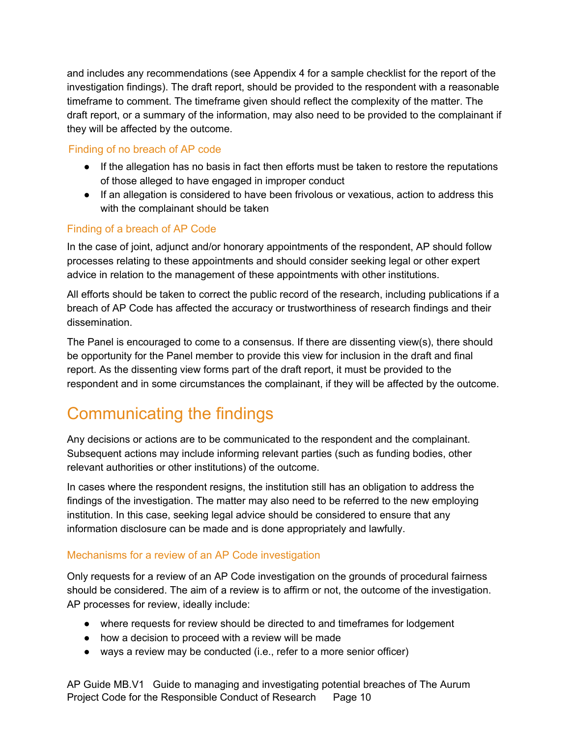and includes any recommendations (see Appendix 4 for a sample checklist for the report of the investigation findings). The draft report, should be provided to the respondent with a reasonable timeframe to comment. The timeframe given should reflect the complexity of the matter. The draft report, or a summary of the information, may also need to be provided to the complainant if they will be affected by the outcome.

### Finding of no breach of AP code

- If the allegation has no basis in fact then efforts must be taken to restore the reputations of those alleged to have engaged in improper conduct
- If an allegation is considered to have been frivolous or vexatious, action to address this with the complainant should be taken

### Finding of a breach of AP Code

In the case of joint, adjunct and/or honorary appointments of the respondent, AP should follow processes relating to these appointments and should consider seeking legal or other expert advice in relation to the management of these appointments with other institutions.

All efforts should be taken to correct the public record of the research, including publications if a breach of AP Code has affected the accuracy or trustworthiness of research findings and their dissemination.

The Panel is encouraged to come to a consensus. If there are dissenting view(s), there should be opportunity for the Panel member to provide this view for inclusion in the draft and final report. As the dissenting view forms part of the draft report, it must be provided to the respondent and in some circumstances the complainant, if they will be affected by the outcome.

## Communicating the findings

Any decisions or actions are to be communicated to the respondent and the complainant. Subsequent actions may include informing relevant parties (such as funding bodies, other relevant authorities or other institutions) of the outcome.

In cases where the respondent resigns, the institution still has an obligation to address the findings of the investigation. The matter may also need to be referred to the new employing institution. In this case, seeking legal advice should be considered to ensure that any information disclosure can be made and is done appropriately and lawfully.

### Mechanisms for a review of an AP Code investigation

Only requests for a review of an AP Code investigation on the grounds of procedural fairness should be considered. The aim of a review is to affirm or not, the outcome of the investigation. AP processes for review, ideally include:

- where requests for review should be directed to and timeframes for lodgement
- how a decision to proceed with a review will be made
- ways a review may be conducted (i.e., refer to a more senior officer)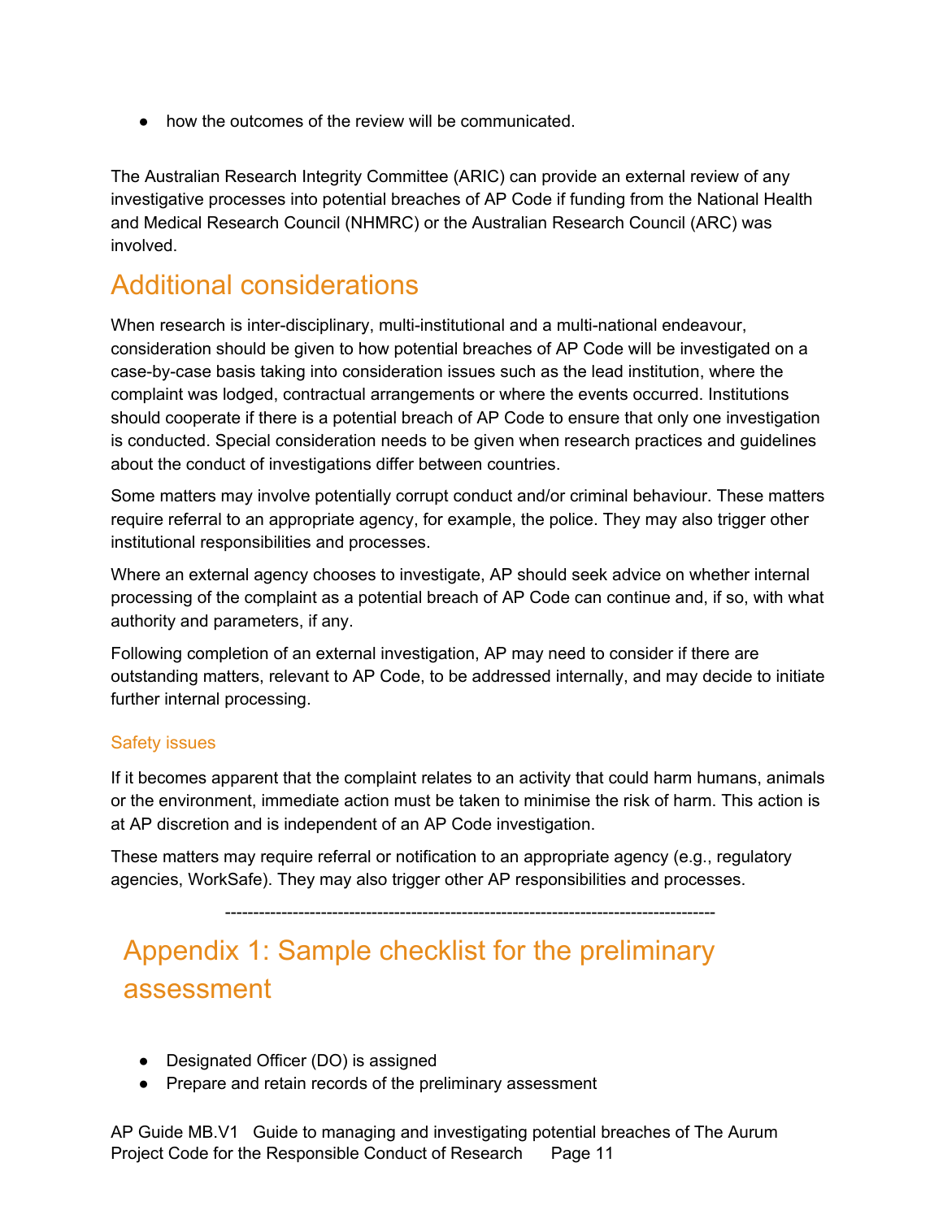- how the outcomes of the review will be communicated.

The Australian Research Integrity Committee (ARIC) can provide an external review of any investigative processes into potential breaches of AP Code if funding from the National Health and Medical Research Council (NHMRC) or the Australian Research Council (ARC) was involved.

## Additional considerations

When research is inter-disciplinary, multi-institutional and a multi-national endeavour, consideration should be given to how potential breaches of AP Code will be investigated on a case-by-case basis taking into consideration issues such as the lead institution, where the complaint was lodged, contractual arrangements or where the events occurred. Institutions should cooperate if there is a potential breach of AP Code to ensure that only one investigation is conducted. Special consideration needs to be given when research practices and guidelines about the conduct of investigations differ between countries.

Some matters may involve potentially corrupt conduct and/or criminal behaviour. These matters require referral to an appropriate agency, for example, the police. They may also trigger other institutional responsibilities and processes.

Where an external agency chooses to investigate, AP should seek advice on whether internal processing of the complaint as a potential breach of AP Code can continue and, if so, with what authority and parameters, if any.

Following completion of an external investigation, AP may need to consider if there are outstanding matters, relevant to AP Code, to be addressed internally, and may decide to initiate further internal processing.

### Safety issues

If it becomes apparent that the complaint relates to an activity that could harm humans, animals or the environment, immediate action must be taken to minimise the risk of harm. This action is at AP discretion and is independent of an AP Code investigation.

These matters may require referral or notification to an appropriate agency (e.g., regulatory agencies, WorkSafe). They may also trigger other AP responsibilities and processes.

---

## Appendix 1: Sample checklist for the preliminary assessment

- Designated Officer (DO) is assigned
- Prepare and retain records of the preliminary assessment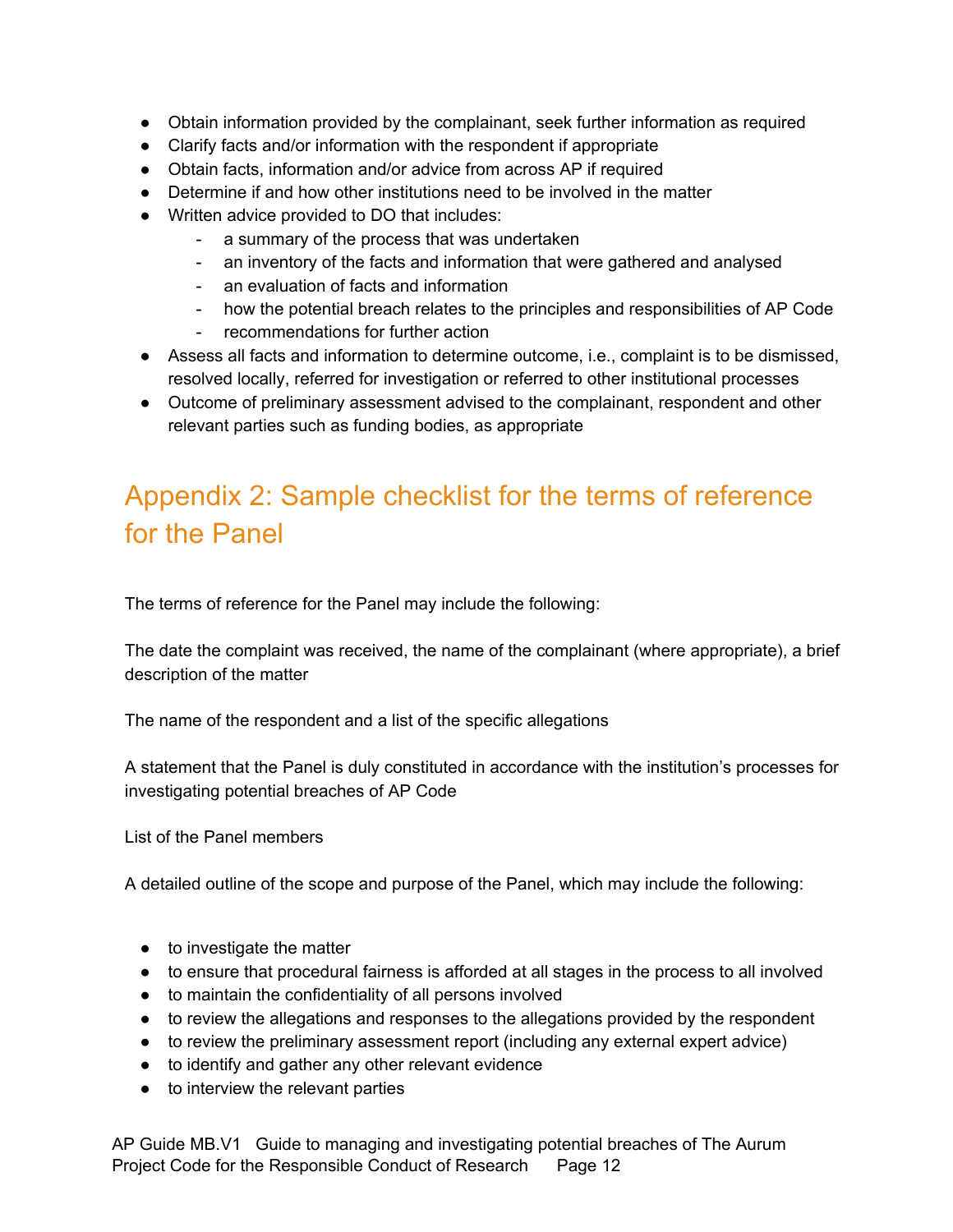- Obtain information provided by the complainant, seek further information as required
- Clarify facts and/or information with the respondent if appropriate
- Obtain facts, information and/or advice from across AP if required
- Determine if and how other institutions need to be involved in the matter
- Written advice provided to DO that includes:
  - a summary of the process that was undertaken
  - an inventory of the facts and information that were gathered and analysed
  - an evaluation of facts and information
  - how the potential breach relates to the principles and responsibilities of AP Code
  - recommendations for further action
- Assess all facts and information to determine outcome, i.e., complaint is to be dismissed, resolved locally, referred for investigation or referred to other institutional processes
- Outcome of preliminary assessment advised to the complainant, respondent and other relevant parties such as funding bodies, as appropriate

## Appendix 2: Sample checklist for the terms of reference for the Panel

The terms of reference for the Panel may include the following:

The date the complaint was received, the name of the complainant (where appropriate), a brief description of the matter

The name of the respondent and a list of the specific allegations

A statement that the Panel is duly constituted in accordance with the institution's processes for investigating potential breaches of AP Code

List of the Panel members

A detailed outline of the scope and purpose of the Panel, which may include the following:

- to investigate the matter
- to ensure that procedural fairness is afforded at all stages in the process to all involved
- to maintain the confidentiality of all persons involved
- to review the allegations and responses to the allegations provided by the respondent
- to review the preliminary assessment report (including any external expert advice)
- to identify and gather any other relevant evidence
- to interview the relevant parties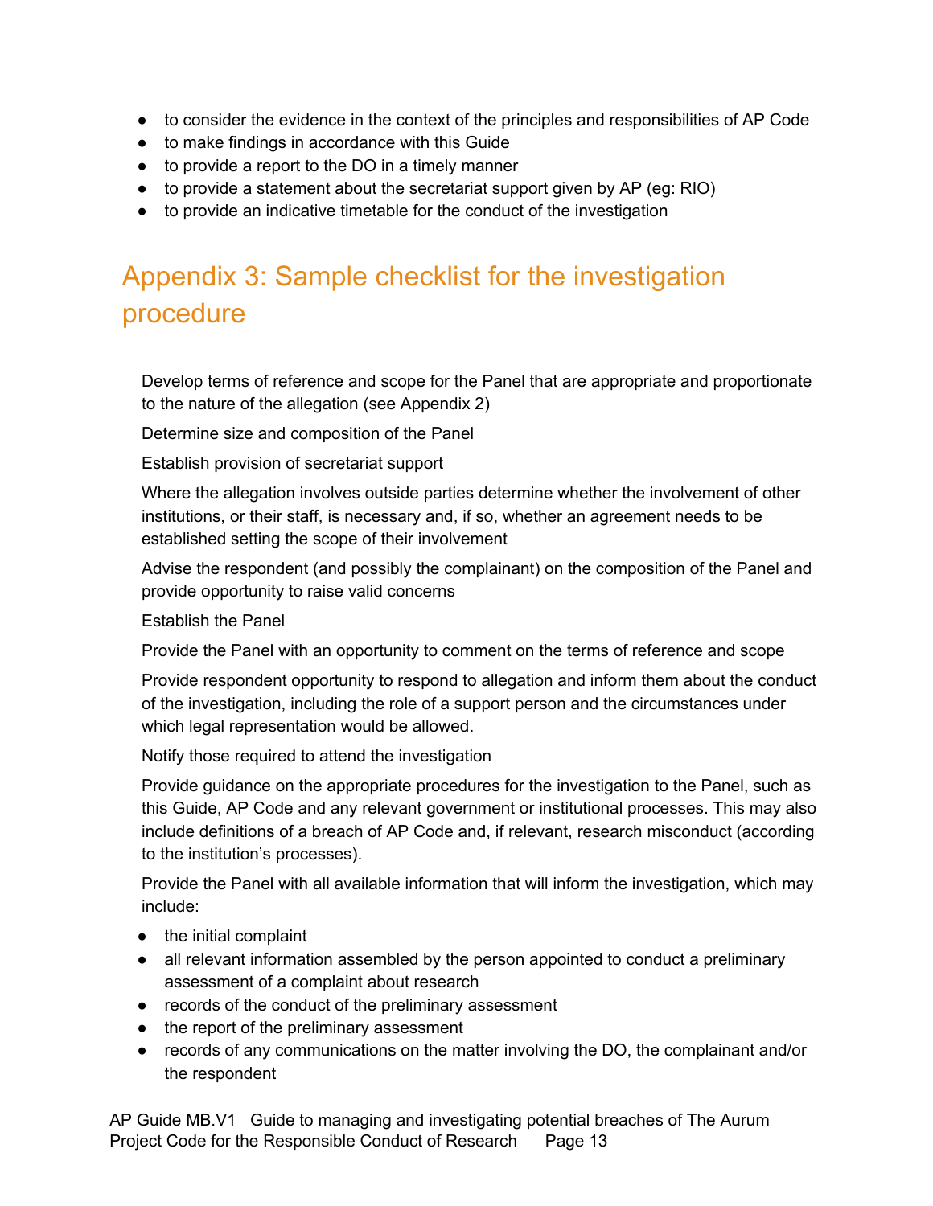- to consider the evidence in the context of the principles and responsibilities of AP Code
- to make findings in accordance with this Guide
- to provide a report to the DO in a timely manner
- to provide a statement about the secretariat support given by AP (eg: RIO)
- to provide an indicative timetable for the conduct of the investigation

# Appendix 3: Sample checklist for the investigation procedure

Develop terms of reference and scope for the Panel that are appropriate and proportionate to the nature of the allegation (see Appendix 2)

Determine size and composition of the Panel

Establish provision of secretariat support

Where the allegation involves outside parties determine whether the involvement of other institutions, or their staff, is necessary and, if so, whether an agreement needs to be established setting the scope of their involvement

Advise the respondent (and possibly the complainant) on the composition of the Panel and provide opportunity to raise valid concerns

Establish the Panel

Provide the Panel with an opportunity to comment on the terms of reference and scope

Provide respondent opportunity to respond to allegation and inform them about the conduct of the investigation, including the role of a support person and the circumstances under which legal representation would be allowed.

Notify those required to attend the investigation

Provide guidance on the appropriate procedures for the investigation to the Panel, such as this Guide, AP Code and any relevant government or institutional processes. This may also include definitions of a breach of AP Code and, if relevant, research misconduct (according to the institution's processes).

Provide the Panel with all available information that will inform the investigation, which may include:

- the initial complaint
- all relevant information assembled by the person appointed to conduct a preliminary assessment of a complaint about research
- records of the conduct of the preliminary assessment
- the report of the preliminary assessment
- records of any communications on the matter involving the DO, the complainant and/or the respondent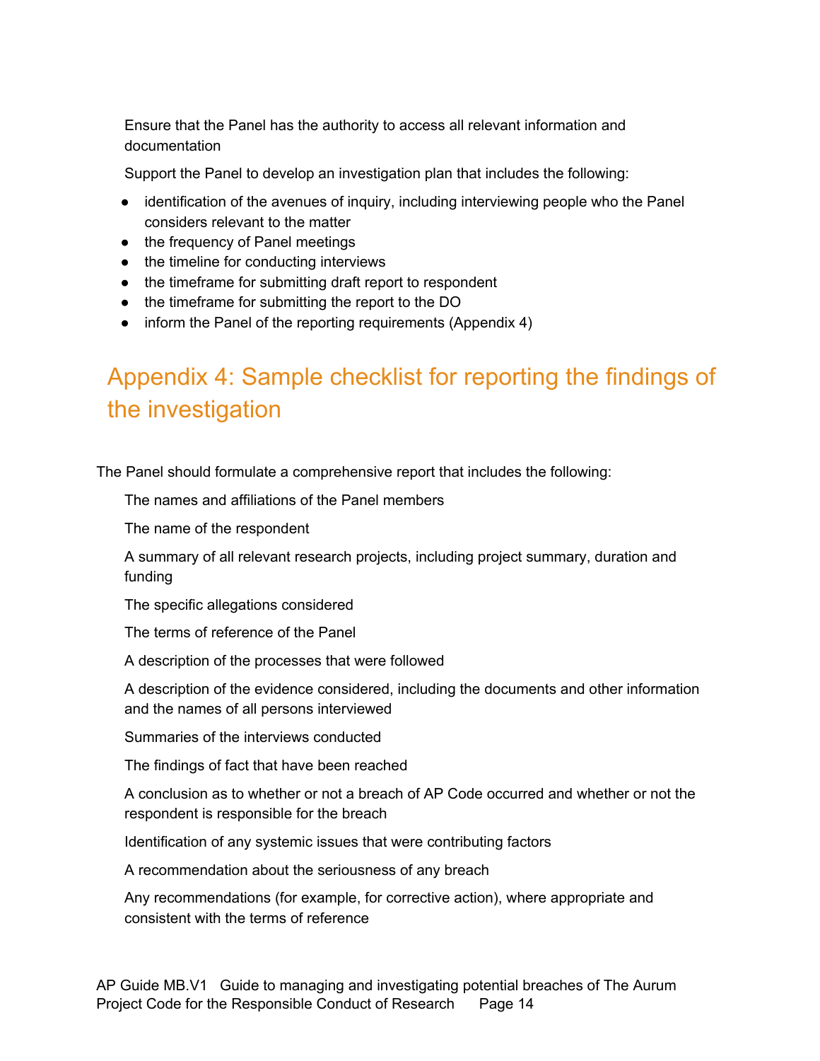Ensure that the Panel has the authority to access all relevant information and documentation

Support the Panel to develop an investigation plan that includes the following:

- identification of the avenues of inquiry, including interviewing people who the Panel considers relevant to the matter
- the frequency of Panel meetings
- the timeline for conducting interviews
- the timeframe for submitting draft report to respondent
- the timeframe for submitting the report to the DO
- inform the Panel of the reporting requirements (Appendix 4)

## Appendix 4: Sample checklist for reporting the findings of the investigation

The Panel should formulate a comprehensive report that includes the following:

The names and affiliations of the Panel members

The name of the respondent

A summary of all relevant research projects, including project summary, duration and funding

The specific allegations considered

The terms of reference of the Panel

A description of the processes that were followed

A description of the evidence considered, including the documents and other information and the names of all persons interviewed

Summaries of the interviews conducted

The findings of fact that have been reached

A conclusion as to whether or not a breach of AP Code occurred and whether or not the respondent is responsible for the breach

Identification of any systemic issues that were contributing factors

A recommendation about the seriousness of any breach

Any recommendations (for example, for corrective action), where appropriate and consistent with the terms of reference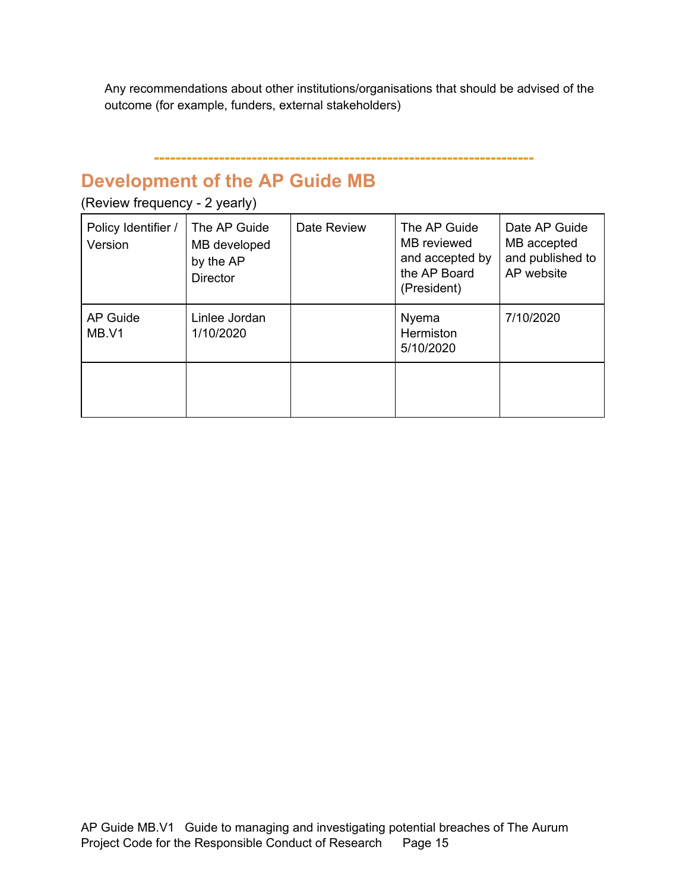Any recommendations about other institutions/organisations that should be advised of the outcome (for example, funders, external stakeholders)

---

## Development of the AP Guide MB

(Review frequency - 2 yearly)

| Policy Identifier / Version | The AP Guide MB developed by the AP Director | Date Review | The AP Guide MB reviewed and accepted by the AP Board (President) | Date AP Guide MB accepted and published to AP website |
|---|---|---|---|---|
| AP Guide MB.V1 | Linlee Jordan 1/10/2020 | | Nyema Hermiston 5/10/2020 | 7/10/2020 |
| | | | | |